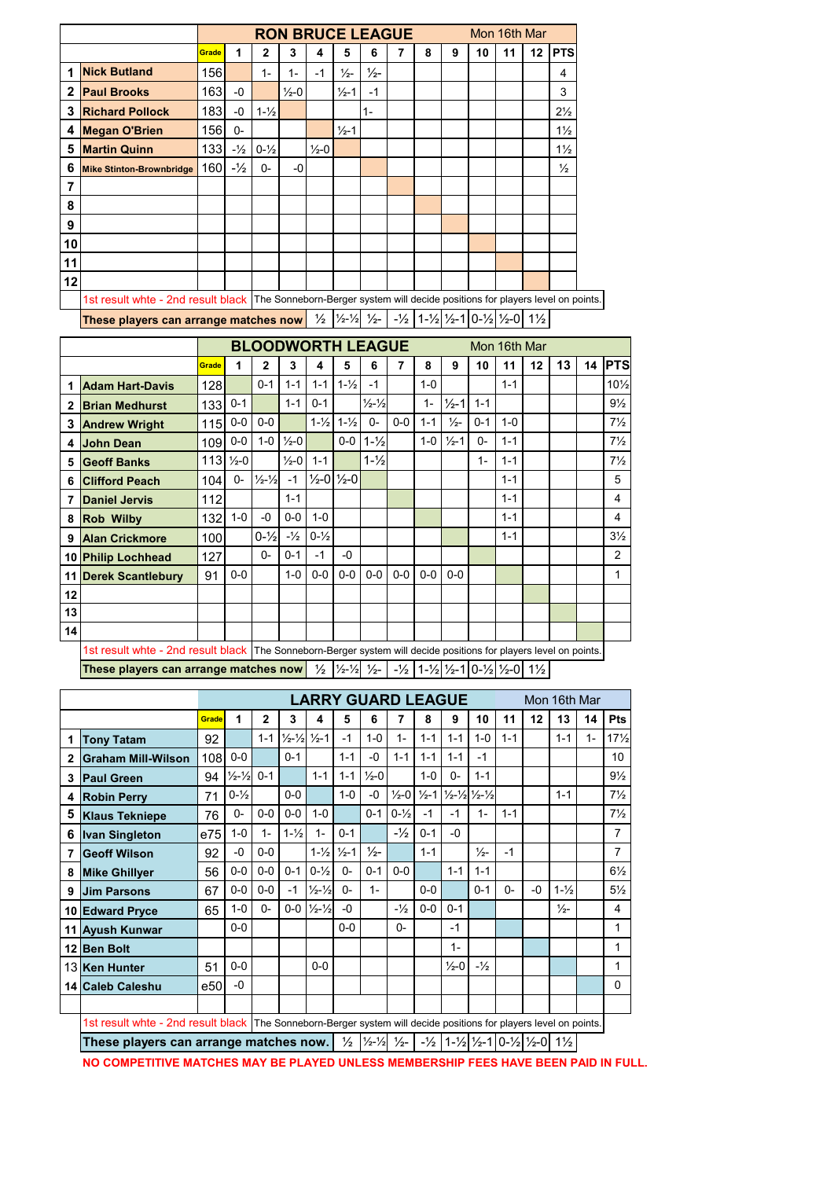## RON BRUCE LEAGUE

Mon 16th Mar

| | | Grade | 1 | 2 | 3 | 4 | 5 | 6 | 7 | 8 | 9 | 10 | 11 | 12 | PTS |
|---|---|---|---|---|---|---|---|---|---|---|---|---|---|---|---|
| 1 | Nick Butland | 156 | | 1- | 1- | -1 | ½- | ½- | | | | | | | 4 |
| 2 | Paul Brooks | 163 | -0 | | ½-0 | | ½-1 | -1 | | | | | | | 3 |
| 3 | Richard Pollock | 183 | -0 | 1-½ | | | | 1- | | | | | | | 2½ |
| 4 | Megan O'Brien | 156 | 0- | | | | ½-1 | | | | | | | | 1½ |
| 5 | Martin Quinn | 133 | -½ | 0-½ | | ½-0 | | | | | | | | | 1½ |
| 6 | Mike Stinton-Brownbridge | 160 | -½ | 0- | | -0 | | | | | | | | | ½ |
| 7 | | | | | | | | | | | | | | | |
| 8 | | | | | | | | | | | | | | | |
| 9 | | | | | | | | | | | | | | | |
| 10 | | | | | | | | | | | | | | | |
| 11 | | | | | | | | | | | | | | | |
| 12 | | | | | | | | | | | | | | | |

1st result whte - 2nd result black | The Sonneborn-Berger system will decide positions for players level on points.

**These players can arrange matches now** | ½ | ½-½ | ½- | -½ | 1-½ | ½-1 | 0-½ | ½-0 | 1½

## BLOODWORTH LEAGUE

Mon 16th Mar

| | | Grade | 1 | 2 | 3 | 4 | 5 | 6 | 7 | 8 | 9 | 10 | 11 | 12 | 13 | 14 | PTS |
|---|---|---|---|---|---|---|---|---|---|---|---|---|---|---|---|---|---|
| 1 | Adam Hart-Davis | 128 | | 0-1 | 1-1 | 1-1 | 1-½ | -1 | | 1-0 | | | 1-1 | | | | 10½ |
| 2 | Brian Medhurst | 133 | 0-1 | | 1-1 | 0-1 | | ½-½ | | 1- | ½-1 | 1-1 | | | | | 9½ |
| 3 | Andrew Wright | 115 | 0-0 | 0-0 | | 1-½ | 1-½ | 0- | 0-0 | 1-1 | ½- | 0-1 | 1-0 | | | | 7½ |
| 4 | John Dean | 109 | 0-0 | 1-0 | ½-0 | | 0-0 | 1-½ | | 1-0 | ½-1 | 0- | 1-1 | | | | 7½ |
| 5 | Geoff Banks | 113 | ½-0 | | ½-0 | 1-1 | | 1-½ | | | | 1- | 1-1 | | | | 7½ |
| 6 | Clifford Peach | 104 | 0- | ½-½ | -1 | ½-0 | ½-0 | | | | | | 1-1 | | | | 5 |
| 7 | Daniel Jervis | 112 | | | 1-1 | | | | | | | | 1-1 | | | | 4 |
| 8 | Rob Wilby | 132 | 1-0 | -0 | 0-0 | 1-0 | | | | | | | 1-1 | | | | 4 |
| 9 | Alan Crickmore | 100 | | 0-½ | -½ | 0-½ | | | | | | | 1-1 | | | | 3½ |
| 10 | Philip Lochhead | 127 | | 0- | 0-1 | -1 | -0 | | | | | | | | | | 2 |
| 11 | Derek Scantlebury | 91 | 0-0 | | 1-0 | 0-0 | 0-0 | 0-0 | 0-0 | 0-0 | 0-0 | | | | | | 1 |
| 12 | | | | | | | | | | | | | | | | | |
| 13 | | | | | | | | | | | | | | | | | |
| 14 | | | | | | | | | | | | | | | | | |

1st result whte - 2nd result black | The Sonneborn-Berger system will decide positions for players level on points.

**These players can arrange matches now** | ½ | ½-½ | ½- | -½ | 1-½ | ½-1 | 0-½ | ½-0 | 1½

## LARRY GUARD LEAGUE

Mon 16th Mar

| | | Grade | 1 | 2 | 3 | 4 | 5 | 6 | 7 | 8 | 9 | 10 | 11 | 12 | 13 | 14 | Pts |
|---|---|---|---|---|---|---|---|---|---|---|---|---|---|---|---|---|---|
| 1 | Tony Tatam | 92 | | 1-1 | ½-½ | ½-1 | -1 | 1-0 | 1- | 1-1 | 1-1 | 1-0 | 1-1 | | 1-1 | 1- | 17½ |
| 2 | Graham Mill-Wilson | 108 | 0-0 | | 0-1 | | 1-1 | -0 | 1-1 | 1-1 | 1-1 | -1 | | | | | 10 |
| 3 | Paul Green | 94 | ½-½ | 0-1 | | 1-1 | 1-1 | ½-0 | | 1-0 | 0- | 1-1 | | | | | 9½ |
| 4 | Robin Perry | 71 | 0-½ | | 0-0 | | 1-0 | -0 | ½-0 | ½-1 | ½-½ | ½-½ | | | 1-1 | | 7½ |
| 5 | Klaus Tekniepe | 76 | 0- | 0-0 | 0-0 | 1-0 | | 0-1 | 0-½ | -1 | -1 | 1- | 1-1 | | | | 7½ |
| 6 | Ivan Singleton | e75 | 1-0 | 1- | 1-½ | 1- | 0-1 | | -½ | 0-1 | -0 | | | | | | 7 |
| 7 | Geoff Wilson | 92 | -0 | 0-0 | | 1-½ | ½-1 | ½- | | 1-1 | | ½- | -1 | | | | 7 |
| 8 | Mike Ghillyer | 56 | 0-0 | 0-0 | 0-1 | 0-½ | 0- | 0-1 | 0-0 | | 1-1 | 1-1 | | | | | 6½ |
| 9 | Jim Parsons | 67 | 0-0 | 0-0 | -1 | ½-½ | 0- | 1- | | 0-0 | | 0-1 | 0- | -0 | 1-½ | | 5½ |
| 10 | Edward Pryce | 65 | 1-0 | 0- | 0-0 | ½-½ | -0 | | -½ | 0-0 | 0-1 | | | | ½- | | 4 |
| 11 | Ayush Kunwar | | 0-0 | | | | 0-0 | | 0- | | -1 | | | | | | 1 |
| 12 | Ben Bolt | | | | | | | | | | 1- | | | | | | 1 |
| 13 | Ken Hunter | 51 | 0-0 | | | 0-0 | | | | | ½-0 | -½ | | | | | 1 |
| 14 | Caleb Caleshu | e50 | -0 | | | | | | | | | | | | | | 0 |

1st result whte - 2nd result black | The Sonneborn-Berger system will decide positions for players level on points.

**These players can arrange matches now.** | ½ | ½-½ | ½- | -½ | 1-½ | ½-1 | 0-½ | ½-0 | 1½

**NO COMPETITIVE MATCHES MAY BE PLAYED UNLESS MEMBERSHIP FEES HAVE BEEN PAID IN FULL.**